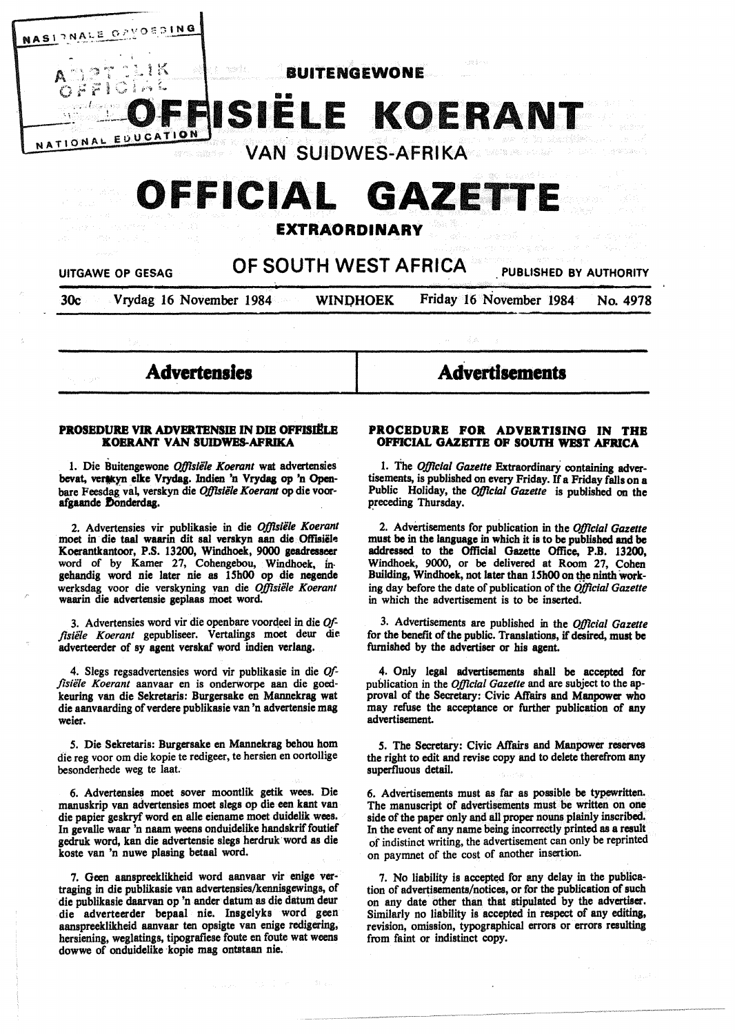# BUITENGEWONE

# OFFISIËLE KOERANT

## VAN SUIDWES-AFRIKA

# OFFICIAL GAZETTE

## EXTRAORDINARY

UITGAWE OP GESAG — OF SOUTH WEST AFRICA — PUBLISHED BY AUTHORITY

30c — Vrydag 16 November 1984 — WINDHOEK — Friday 16 November 1984 — No. 4978

## Advertensies

### PROSEDURE VIR ADVERTENSIE IN DIE OFFISIËLE KOERANT VAN SUIDWES-AFRIKA

1. Die Buitengewone *Offisiële Koerant* wat advertensies bevat, verskyn elke Vrydag. Indien 'n Vrydag op 'n Openbare Feesdag val, verskyn die *Offisiële Koerant* op die voorafgaande Donderdag.

2. Advertensies vir publikasie in die *Offisiële Koerant* moet in die taal waarin dit sal verskyn aan die Offisiële Koerantkantoor, P.S. 13200, Windhoek, 9000 geadresseer word of by Kamer 27, Cohengebou, Windhoek, ingehandig word nie later nie as 15h00 op die negende werksdag voor die verskyning van die *Offisiële Koerant* waarin die advertensie geplaas moet word.

3. Advertensies word vir die openbare voordeel in die *Offisiële Koerant* gepubliseer. Vertalings moet deur die adverteerder of sy agent verskaf word indien verlang.

4. Slegs regsadvertensies word vir publikasie in die *Offisiële Koerant* aanvaar en is onderworpe aan die goedkeuring van die Sekretaris: Burgersake en Mannekrag wat die aanvaarding of verdere publikasie van 'n advertensie mag weier.

5. Die Sekretaris: Burgersake en Mannekrag behou hom die reg voor om die kopie te redigeer, te hersien en oortollige besonderhede weg te laat.

6. Advertensies moet sover moontlik getik wees. Die manuskrip van advertensies moet slegs op die een kant van die papier geskryf word en alle eiename moet duidelik wees. In gevalle waar 'n naam weens onduidelike handskrif foutief gedruk word, kan die advertensie slegs herdruk word as die koste van 'n nuwe plasing betaal word.

7. Geen aanspreeklikheid word aanvaar vir enige vertraging in die publikasie van advertensies/kennisgewings, of die publikasie daarvan op 'n ander datum as die datum deur die adverteerder bepaal nie. Insgelyks word geen aanspreeklikheid aanvaar ten opsigte van enige redigering, hersiening, weglatings, tipografiese foute en foute wat weens dowwe of onduidelike kopie mag ontstaan nie.

## Advertisements

### PROCEDURE FOR ADVERTISING IN THE OFFICIAL GAZETTE OF SOUTH WEST AFRICA

1. The *Official Gazette* Extraordinary containing advertisements, is published on every Friday. If a Friday falls on a Public Holiday, the *Official Gazette* is published on the preceding Thursday.

2. Advertisements for publication in the *Official Gazette* must be in the language in which it is to be published and be addressed to the Official Gazette Office, P.B. 13200, Windhoek, 9000, or be delivered at Room 27, Cohen Building, Windhoek, not later than 15h00 on the ninth working day before the date of publication of the *Official Gazette* in which the advertisement is to be inserted.

3. Advertisements are published in the *Official Gazette* for the benefit of the public. Translations, if desired, must be furnished by the advertiser or his agent.

4. Only legal advertisements shall be accepted for publication in the *Official Gazette* and are subject to the approval of the Secretary: Civic Affairs and Manpower who may refuse the acceptance or further publication of any advertisement.

5. The Secretary: Civic Affairs and Manpower reserves the right to edit and revise copy and to delete therefrom any superfluous detail.

6. Advertisements must as far as possible be typewritten. The manuscript of advertisements must be written on one side of the paper only and all proper nouns plainly inscribed. In the event of any name being incorrectly printed as a result of indistinct writing, the advertisement can only be reprinted on paymnet of the cost of another insertion.

7. No liability is accepted for any delay in the publication of advertisements/notices, or for the publication of such on any date other than that stipulated by the advertiser. Similarly no liability is accepted in respect of any editing, revision, omission, typographical errors or errors resulting from faint or indistinct copy.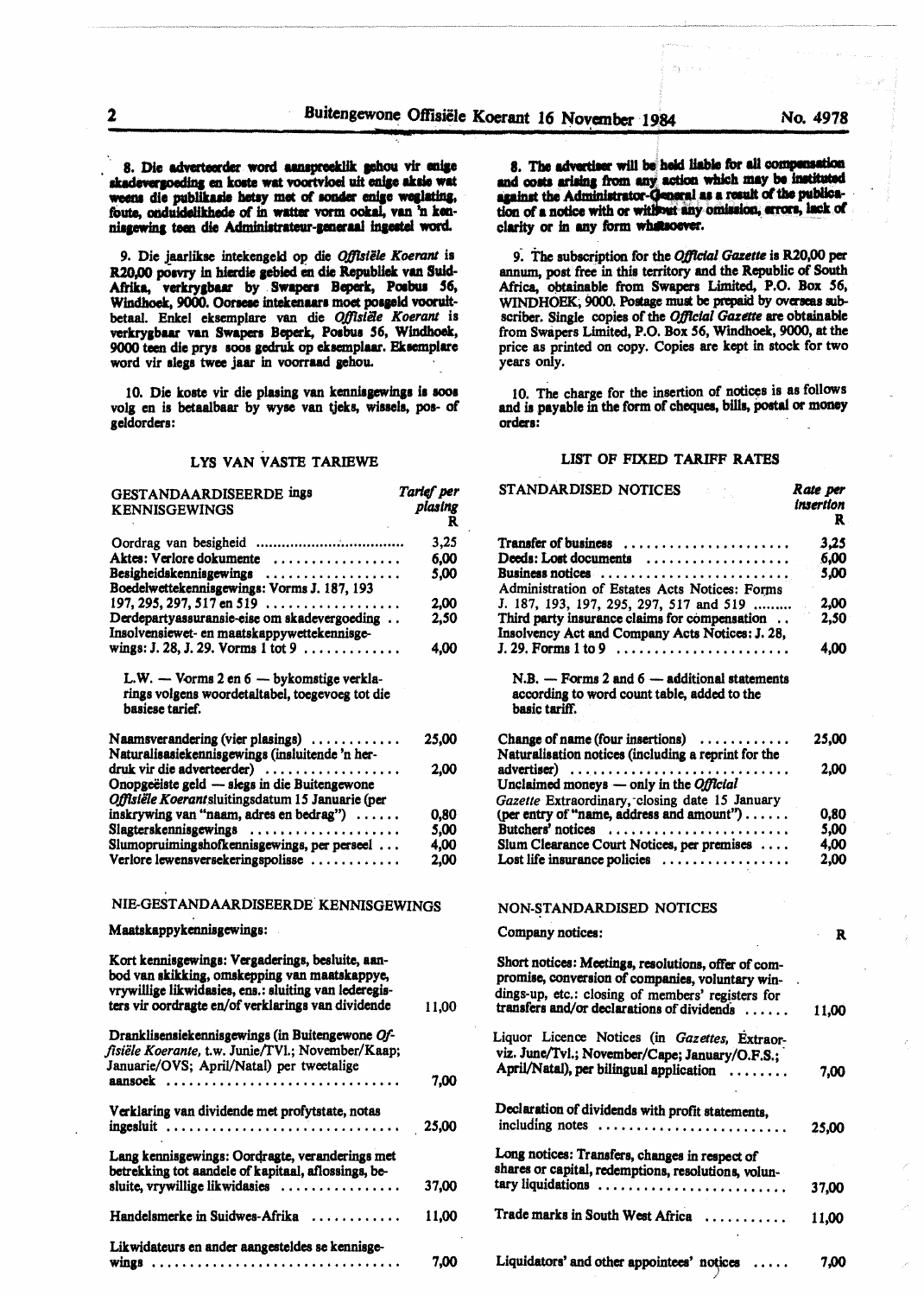8. Die adverteerder word aanspreeklik gehou vir enige skadevergoeding en koste wat voortvloei uit enige aksie wat weens die publikasie hetsy met of sonder enige weglating, foute, onduidelikhede of in watter vorm ookal, van 'n kennisgewing teen die Administrateur-generaal ingestel word.

9. Die jaarlikse intekengeld op die *Offisiële Koerant* is R20,00 posvry in hierdie gebied en die Republiek van Suid-Afrika, verkrygbaar by Swapers Beperk, Posbus 56, Windhoek, 9000. Oorsese intekenaars moet posgeld vooruitbetaal. Enkel eksemplare van die *Offisiële Koerant* is verkrygbaar van Swapers Beperk, Posbus 56, Windhoek, 9000 teen die prys soos gedruk op eksemplaar. Eksemplare word vir slegs twee jaar in voorraad gehou.

10. Die koste vir die plasing van kennisgewings is soos volg en is betaalbaar by wyse van tjeks, wissels, pos- of geldorders:

## LYS VAN VASTE TARIEWE

| GESTANDAARDISEERDE ings KENNISGEWINGS | *Tarief per plasing* R |
|---|---|
| Oordrag van besigheid | 3,25 |
| Aktes: Verlore dokumente | 6,00 |
| Besigheidskennisgewings | 5,00 |
| Boedelwettekennisgewings: Vorms J. 187, 193 197, 295, 297, 517 en 519 | 2,00 |
| Derdepartyassuransie-eise om skadevergoeding | 2,50 |
| Insolvensiewet- en maatskappywettekennisgewings: J. 28, J. 29. Vorms 1 tot 9 | 4,00 |

L.W. — Vorms 2 en 6 — bykomstige verklarings volgens woordetaltabel, toegevoeg tot die basiese tarief.

| | |
|---|---|
| Naamsverandering (vier plasings) | 25,00 |
| Naturalisasiekennisgewings (insluitende 'n herdruk vir die adverteerder) | 2,00 |
| Onopgeëiste geld — slegs in die Buitengewone *Offisiële Koerant* sluitingsdatum 15 Januarie (per inskrywing van "naam, adres en bedrag") | 0,80 |
| Slagterskennisgewings | 5,00 |
| Slumopruimingshofkennisgewings, per perseel | 4,00 |
| Verlore lewensversekeringspolisse | 2,00 |

## NIE-GESTANDAARDISEERDE KENNISGEWINGS

Maatskappykennisgewings:

| | |
|---|---|
| Kort kennisgewings: Vergaderings, besluite, aanbod van skikking, omskepping van maatskappye, vrywillige likwidasies, ens.: sluiting van lederegisters vir oordragte en/of verklarings van dividende | 11,00 |
| Dranklisensiekennisgewings (in Buitengewone *Offisiële Koerante*, t.w. Junie/TVl.; November/Kaap; Januarie/OVS; April/Natal) per tweetalige aansoek | 7,00 |
| Verklaring van dividende met profytstate, notas ingesluit | 25,00 |
| Lang kennisgewings: Oordragte, veranderings met betrekking tot aandele of kapitaal, aflossings, besluite, vrywillige likwidasies | 37,00 |
| Handelsmerke in Suidwes-Afrika | 11,00 |
| Likwidateurs en ander aangesteldes se kennisgewings | 7,00 |

8. The advertiser will be held liable for all compensation and costs arising from any action which may be instituted against the Administrator-General as a result of the publication of a notice with or without any omission, errors, lack of clarity or in any form whatsoever.

9. The subscription for the *Official Gazette* is R20,00 per annum, post free in this territory and the Republic of South Africa, obtainable from Swapers Limited, P.O. Box 56, WINDHOEK, 9000. Postage must be prepaid by overseas subscriber. Single copies of the *Official Gazette* are obtainable from Swapers Limited, P.O. Box 56, Windhoek, 9000, at the price as printed on copy. Copies are kept in stock for two years only.

10. The charge for the insertion of notices is as follows and is payable in the form of cheques, bills, postal or money orders:

## LIST OF FIXED TARIFF RATES

| STANDARDISED NOTICES | *Rate per insertion* R |
|---|---|
| Transfer of business | 3,25 |
| Deeds: Lost documents | 6,00 |
| Business notices | 5,00 |
| Administration of Estates Acts Notices: Forms J. 187, 193, 197, 295, 297, 517 and 519 | 2,00 |
| Third party insurance claims for compensation | 2,50 |
| Insolvency Act and Company Acts Notices: J. 28, J. 29. Forms 1 to 9 | 4,00 |

N.B. — Forms 2 and 6 — additional statements according to word count table, added to the basic tariff.

| | |
|---|---|
| Change of name (four insertions) | 25,00 |
| Naturalisation notices (including a reprint for the advertiser) | 2,00 |
| Unclaimed moneys — only in the *Official Gazette* Extraordinary, closing date 15 January (per entry of "name, address and amount") | 0,80 |
| Butchers' notices | 5,00 |
| Slum Clearance Court Notices, per premises | 4,00 |
| Lost life insurance policies | 2,00 |

## NON-STANDARDISED NOTICES

| Company notices: | R |
|---|---|
| Short notices: Meetings, resolutions, offer of compromise, conversion of companies, voluntary windings-up, etc.: closing of members' registers for transfers and/or declarations of dividends | 11,00 |
| Liquor Licence Notices (in *Gazettes*, Extraorviz. June/Tvl.; November/Cape; January/O.F.S.; April/Natal), per bilingual application | 7,00 |
| Declaration of dividends with profit statements, including notes | 25,00 |
| Long notices: Transfers, changes in respect of shares or capital, redemptions, resolutions, voluntary liquidations | 37,00 |
| Trade marks in South West Africa | 11,00 |
| Liquidators' and other appointees' notices | 7,00 |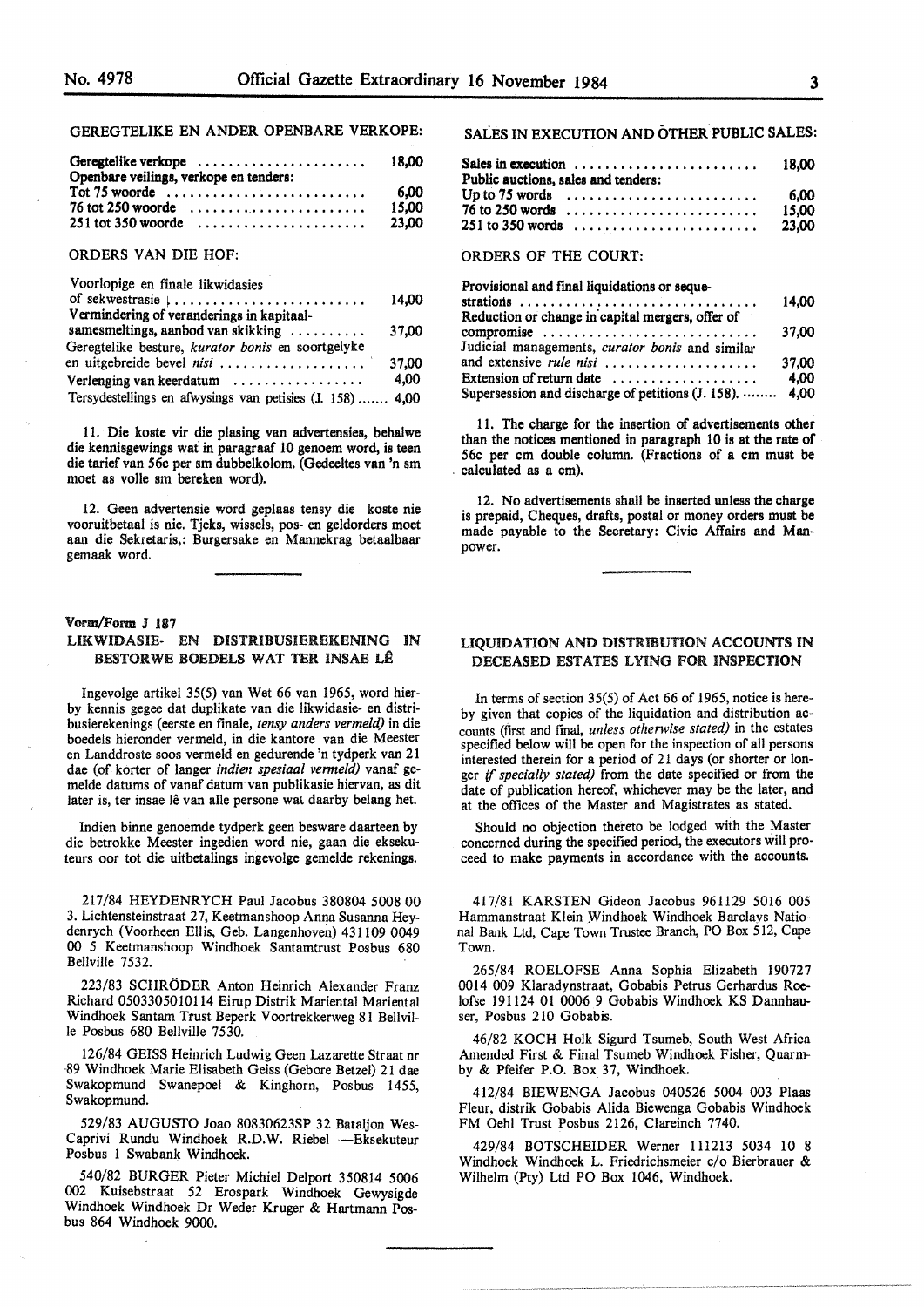GEREGTELIKE EN ANDER OPENBARE VERKOPE:

| | |
|---|---|
| Geregtelike verkope | 18,00 |
| Openbare veilings, verkope en tenders: | |
| Tot 75 woorde | 6,00 |
| 76 tot 250 woorde | 15,00 |
| 251 tot 350 woorde | 23,00 |

ORDERS VAN DIE HOF:

| | |
|---|---|
| Voorlopige en finale likwidasies of sekwestrasie | 14,00 |
| Vermindering of veranderings in kapitaalsamesmeltings, aanbod van skikking | 37,00 |
| Geregtelike besture, *kurator bonis* en soortgelyke en uitgebreide bevel *nisi* | 37,00 |
| Verlenging van keerdatum | 4,00 |
| Tersydestellings en afwysings van petisies (J. 158) | 4,00 |

11. Die koste vir die plasing van advertensies, behalwe die kennisgewings wat in paragraaf 10 genoem word, is teen die tarief van 56c per sm dubbelkolom. (Gedeeltes van 'n sm moet as volle sm bereken word).

12. Geen advertensie word geplaas tensy die koste nie vooruitbetaal is nie. Tjeks, wissels, pos- en geldorders moet aan die Sekretaris,: Burgersake en Mannekrag betaalbaar gemaak word.

SALES IN EXECUTION AND OTHER PUBLIC SALES:

| | |
|---|---|
| Sales in execution | 18,00 |
| Public auctions, sales and tenders: | |
| Up to 75 words | 6,00 |
| 76 to 250 words | 15,00 |
| 251 to 350 words | 23,00 |

ORDERS OF THE COURT:

| | |
|---|---|
| Provisional and final liquidations or sequestrations | 14,00 |
| Reduction or change in capital mergers, offer of compromise | 37,00 |
| Judicial managements, *curator bonis* and similar and extensive *rule nisi* | 37,00 |
| Extension of return date | 4,00 |
| Supersession and discharge of petitions (J. 158). | 4,00 |

11. The charge for the insertion of advertisements other than the notices mentioned in paragraph 10 is at the rate of 56c per cm double column. (Fractions of a cm must be calculated as a cm).

12. No advertisements shall be inserted unless the charge is prepaid, Cheques, drafts, postal or money orders must be made payable to the Secretary: Civic Affairs and Manpower.

Vorm/Form J 187

## LIKWIDASIE- EN DISTRIBUSIEREKENING IN BESTORWE BOEDELS WAT TER INSAE LÊ

Ingevolge artikel 35(5) van Wet 66 van 1965, word hierby kennis gegee dat duplikate van die likwidasie- en distribusierekenings (eerste en finale, *tensy anders vermeld)* in die boedels hieronder vermeld, in die kantore van die Meester en Landdroste soos vermeld en gedurende 'n tydperk van 21 dae (of korter of langer *indien spesiaal vermeld)* vanaf gemelde datums of vanaf datum van publikasie hiervan, as dit later is, ter insae lê van alle persone wat daarby belang het.

Indien binne genoemde tydperk geen besware daarteen by die betrokke Meester ingedien word nie, gaan die eksekuteurs oor tot die uitbetalings ingevolge gemelde rekenings.

217/84 HEYDENRYCH Paul Jacobus 380804 5008 00 3. Lichtensteinstraat 27, Keetmanshoop Anna Susanna Heydenrych (Voorheen Ellis, Geb. Langenhoven) 431109 0049 00 5 Keetmanshoop Windhoek Santamtrust Posbus 680 Bellville 7532.

223/83 SCHRÖDER Anton Heinrich Alexander Franz Richard 0503305010114 Eirup Distrik Mariental Mariental Windhoek Santam Trust Beperk Voortrekkerweg 81 Bellville Posbus 680 Bellville 7530.

126/84 GEISS Heinrich Ludwig Geen Lazarette Straat nr 89 Windhoek Marie Elisabeth Geiss (Gebore Betzel) 21 dae Swakopmund Swanepoel & Kinghorn, Posbus 1455, Swakopmund.

529/83 AUGUSTO Joao 80830623SP 32 Bataljon Wes-Caprivi Rundu Windhoek R.D.W. Riebel —Eksekuteur Posbus 1 Swabank Windhoek.

540/82 BURGER Pieter Michiel Delport 350814 5006 002 Kuisebstraat 52 Erospark Windhoek Gewysigde Windhoek Windhoek Dr Weder Kruger & Hartmann Posbus 864 Windhoek 9000.

## LIQUIDATION AND DISTRIBUTION ACCOUNTS IN DECEASED ESTATES LYING FOR INSPECTION

In terms of section 35(5) of Act 66 of 1965, notice is hereby given that copies of the liquidation and distribution accounts (first and final, *unless otherwise stated)* in the estates specified below will be open for the inspection of all persons interested therein for a period of 21 days (or shorter or longer *if specially stated)* from the date specified or from the date of publication hereof, whichever may be the later, and at the offices of the Master and Magistrates as stated.

Should no objection thereto be lodged with the Master concerned during the specified period, the executors will proceed to make payments in accordance with the accounts.

417/81 KARSTEN Gideon Jacobus 961129 5016 005 Hammanstraat Klein Windhoek Windhoek Barclays National Bank Ltd, Cape Town Trustee Branch, PO Box 512, Cape Town.

265/84 ROELOFSE Anna Sophia Elizabeth 190727 0014 009 Klaradynstraat, Gobabis Petrus Gerhardus Roelofse 191124 01 0006 9 Gobabis Windhoek KS Dannhauser, Posbus 210 Gobabis.

46/82 KOCH Holk Sigurd Tsumeb, South West Africa Amended First & Final Tsumeb Windhoek Fisher, Quarmby & Pfeifer P.O. Box 37, Windhoek.

412/84 BIEWENGA Jacobus 040526 5004 003 Plaas Fleur, distrik Gobabis Alida Biewenga Gobabis Windhoek FM Oehl Trust Posbus 2126, Clareinch 7740.

429/84 BOTSCHEIDER Werner 111213 5034 10 8 Windhoek Windhoek L. Friedrichsmeier c/o Bierbrauer & Wilhelm (Pty) Ltd PO Box 1046, Windhoek.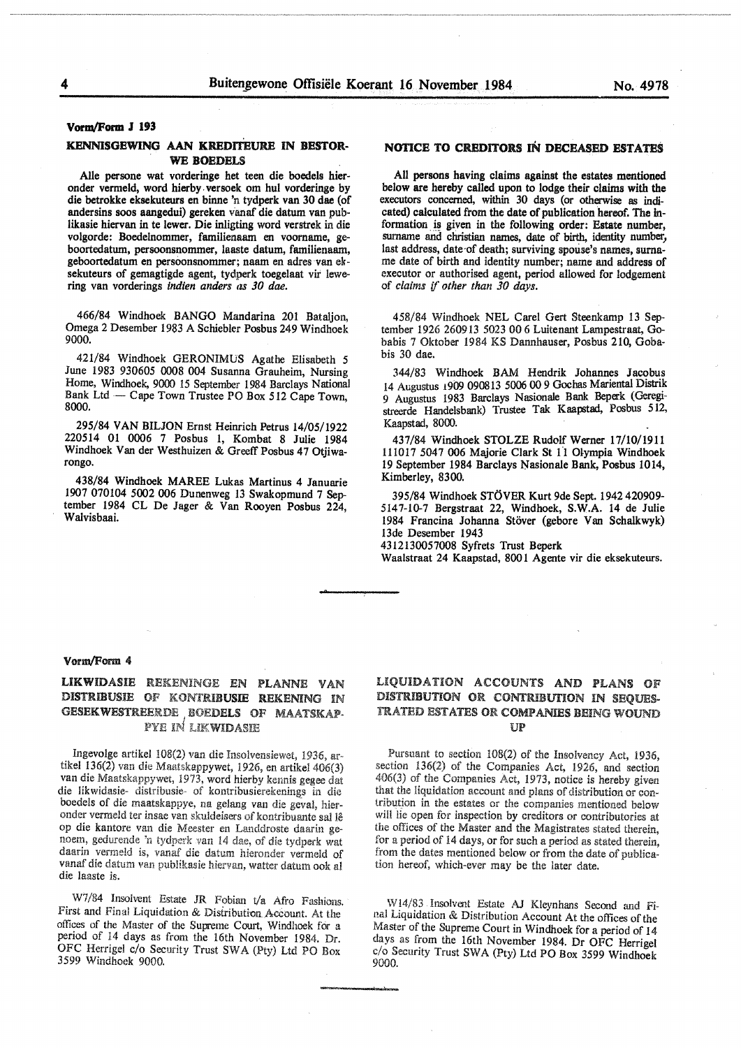**Vorm/Form J 193**

## KENNISGEWING AAN KREDITEURE IN BESTORWE BOEDELS

Alle persone wat vorderinge het teen die boedels hieronder vermeld, word hierby versoek om hul vorderinge by die betrokke eksekuteurs en binne 'n tydperk van 30 dae (of andersins soos aangedui) gereken vanaf die datum van publikasie hiervan in te lewer. Die inligting word verstrek in die volgorde: Boedelnommer, familienaam en voorname, geboortedatum, persoonsnommer, laaste datum, familienaam, geboortedatum en persoonsnommer; naam en adres van eksekuteurs of gemagtigde agent, tydperk toegelaat vir lewering van vorderings *indien anders as 30 dae.*

466/84 Windhoek BANGO Mandarina 201 Bataljon, Omega 2 Desember 1983 A Schiebler Posbus 249 Windhoek 9000.

421/84 Windhoek GERONIMUS Agathe Elisabeth 5 June 1983 930605 0008 004 Susanna Grauheim, Nursing Home, Windhoek, 9000 15 September 1984 Barclays National Bank Ltd — Cape Town Trustee PO Box 512 Cape Town, 8000.

295/84 VAN BILJON Ernst Heinrich Petrus 14/05/1922 220514 01 0006 7 Posbus 1, Kombat 8 Julie 1984 Windhoek Van der Westhuizen & Greeff Posbus 47 Otjiwarongo.

438/84 Windhoek MAREE Lukas Martinus 4 Januarie 1907 070104 5002 006 Dunenweg 13 Swakopmund 7 September 1984 CL De Jager & Van Rooyen Posbus 224, Walvisbaai.

## NOTICE TO CREDITORS IN DECEASED ESTATES

All persons having claims against the estates mentioned below are hereby called upon to lodge their claims with the executors concerned, within 30 days (or otherwise as indicated) calculated from the date of publication hereof. The information is given in the following order: Estate number, surname and christian names, date of birth, identity number, last address, date of death; surviving spouse's names, surname date of birth and identity number; name and address of executor or authorised agent, period allowed for lodgement of *claims if other than 30 days.*

458/84 Windhoek NEL Carel Gert Steenkamp 13 September 1926 260913 5023 00 6 Luitenant Lampestraat, Gobabis 7 Oktober 1984 KS Dannhauser, Posbus 210, Gobabis 30 dae.

344/83 Windhoek BAM Hendrik Johannes Jacobus 14 Augustus 1909 090813 5006 00 9 Gochas Mariental Distrik 9 Augustus 1983 Barclays Nasionale Bank Beperk (Geregistreerde Handelsbank) Trustee Tak Kaapstad, Posbus 512, Kaapstad, 8000.

437/84 Windhoek STOLZE Rudolf Werner 17/10/1911 111017 5047 006 Majorie Clark St 11 Olympia Windhoek 19 September 1984 Barclays Nasionale Bank, Posbus 1014, Kimberley, 8300.

395/84 Windhoek STÖVER Kurt 9de Sept. 1942 420909-5147-10-7 Bergstraat 22, Windhoek, S.W.A. 14 de Julie 1984 Francina Johanna Stöver (gebore Van Schalkwyk) 13de Desember 1943
4312130057008 Syfrets Trust Beperk
Waalstraat 24 Kaapstad, 8001 Agente vir die eksekuteurs.

---

**Vorm/Form 4**

## LIKWIDASIE REKENINGE EN PLANNE VAN DISTRIBUSIE OF KONTRIBUSIE REKENING IN GESEKWESTREERDE BOEDELS OF MAATSKAPPYE IN LIKWIDASIE

Ingevolge artikel 108(2) van die Insolvensiewet, 1936, artikel 136(2) van die Maatskappywet, 1926, en artikel 406(3) van die Maatskappywet, 1973, word hierby kennis gegee dat die likwidasie- distribusie- of kontribusierekenings in die boedels of die maatskappye, na gelang van die geval, hieronder vermeld ter insae van skuldeisers of kontribuante sal lê op die kantore van die Meester en Landdroste daarin genoem, gedurende 'n tydperk van 14 dae, of die tydperk wat daarin vermeld is, vanaf die datum hieronder vermeld of vanaf die datum van publikasie hiervan, watter datum ook al die laaste is.

W7/84 Insolvent Estate JR Fobian t/a Afro Fashions. First and Final Liquidation & Distribution Account. At the offices of the Master of the Supreme Court, Windhoek for a period of 14 days as from the 16th November 1984. Dr. OFC Herrigel c/o Security Trust SWA (Pty) Ltd PO Box 3599 Windhoek 9000.

## LIQUIDATION ACCOUNTS AND PLANS OF DISTRIBUTION OR CONTRIBUTION IN SEQUESTRATED ESTATES OR COMPANIES BEING WOUND UP

Pursuant to section 108(2) of the Insolvency Act, 1936, section 136(2) of the Companies Act, 1926, and section 406(3) of the Companies Act, 1973, notice is hereby given that the liquidation account and plans of distribution or contribution in the estates or the companies mentioned below will lie open for inspection by creditors or contributories at the offices of the Master and the Magistrates stated therein, for a period of 14 days, or for such a period as stated therein, from the dates mentioned below or from the date of publication hereof, which-ever may be the later date.

W14/83 Insolvent Estate AJ Kleynhans Second and Final Liquidation & Distribution Account At the offices of the Master of the Supreme Court in Windhoek for a period of 14 days as from the 16th November 1984. Dr OFC Herrigel c/o Security Trust SWA (Pty) Ltd PO Box 3599 Windhoek 9000.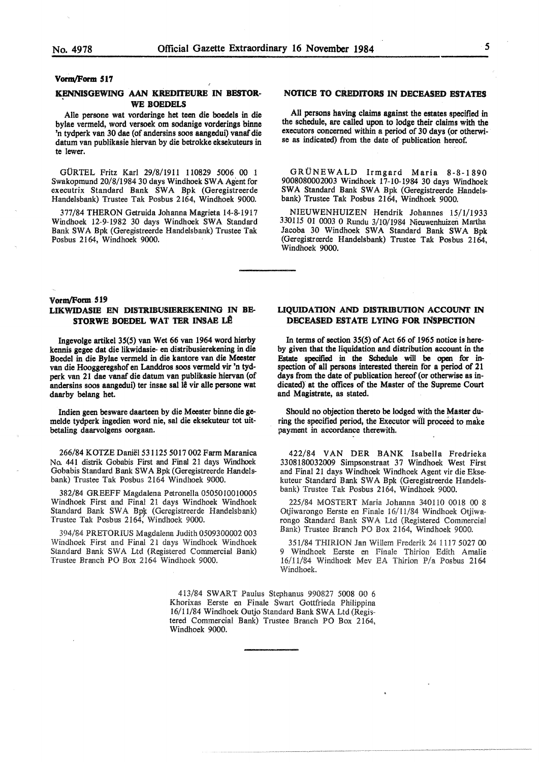**Vorm/Form 517**

## KENNISGEWING AAN KREDITEURE IN BESTORWE BOEDELS

Alle persone wat vorderinge het teen die boedels in die bylae vermeld, word versoek om sodanige vorderings binne 'n tydperk van 30 dae (of andersins soos aangedui) vanaf die datum van publikasie hiervan by die betrokke eksekuteurs in te lewer.

## NOTICE TO CREDITORS IN DECEASED ESTATES

All persons having claims against the estates specified in the schedule, are called upon to lodge their claims with the executors concerned within a period of 30 days (or otherwise as indicated) from the date of publication hereof.

GÜRTEL Fritz Karl 29/8/1911 110829 5006 00 1 Swakopmund 20/8/1984 30 days Windhoek SWA Agent for executrix Standard Bank SWA Bpk (Geregistreerde Handelsbank) Trustee Tak Posbus 2164, Windhoek 9000.

377/84 THERON Getruida Johanna Magrieta 14-8-1917 Windhoek 12-9-1982 30 days Windhoek SWA Standard Bank SWA Bpk (Geregistreerde Handelsbank) Trustee Tak Posbus 2164, Windhoek 9000.

GRÜNEWALD Irmgard Maria 8-8-1890 9008080002003 Windhoek 17-10-1984 30 days Windhoek SWA Standard Bank SWA Bpk (Geregistreerde Handelsbank) Trustee Tak Posbus 2164, Windhoek 9000.

NIEUWENHUIZEN Hendrik Johannes 15/1/1933 330115 01 0003 0 Rundu 3/10/1984 Nieuwenhuizen Martha Jacoba 30 Windhoek SWA Standard Bank SWA Bpk (Geregistreerde Handelsbank) Trustee Tak Posbus 2164, Windhoek 9000.

---

**Vorm/Form 519**

## LIKWIDASIE EN DISTRIBUSIEREKENING IN BESTORWE BOEDEL WAT TER INSAE LÊ

Ingevolge artikel 35(5) van Wet 66 van 1964 word hierby kennis gegee dat die likwidasie- en distribusierekening in die Boedel in die Bylae vermeld in die kantore van die Meester van die Hooggeregshof en Landdros soos vermeld vir 'n tydperk van 21 dae vanaf die datum van publikasie hiervan (of andersins soos aangedui) ter insae sal lê vir alle persone wat daarby belang het.

Indien geen besware daarteen by die Meester binne die gemelde tydperk ingedien word nie, sal die eksekuteur tot uitbetaling daarvolgens oorgaan.

## LIQUIDATION AND DISTRIBUTION ACCOUNT IN DECEASED ESTATE LYING FOR INSPECTION

In terms of section 35(5) of Act 66 of 1965 notice is hereby given that the liquidation and distribution account in the Estate specified in the Schedule will be open for inspection of all persons interested therein for a period of 21 days from the date of publication hereof (or otherwise as indicated) at the offices of the Master of the Supreme Court and Magistrate, as stated.

Should no objection thereto be lodged with the Master during the specified period, the Executor will proceed to make payment in accordance therewith.

266/84 KOTZE Daniël 531125 5017 002 Farm Maranica No. 441 distrik Gobabis First and Final 21 days Windhoek Gobabis Standard Bank SWA Bpk (Geregistreerde Handelsbank) Trustee Tak Posbus 2164 Windhoek 9000.

382/84 GREEFF Magdalena Petronella 0505010010005 Windhoek First and Final 21 days Windhoek Windhoek Standard Bank SWA Bpk (Geregistreerde Handelsbank) Trustee Tak Posbus 2164, Windhoek 9000.

394/84 PRETORIUS Magdalena Judith 0509300002 003 Windhoek First and Final 21 days Windhoek Windhoek Standard Bank SWA Ltd (Registered Commercial Bank) Trustee Branch PO Box 2164 Windhoek 9000.

422/84 VAN DER BANK Isabella Fredrieka 3308180032009 Simpsonstraat 37 Windhoek West First and Final 21 days Windhoek Windhoek Agent vir die Eksekuteur Standard Bank SWA Bpk (Geregistreerde Handelsbank) Trustee Tak Posbus 2164, Windhoek 9000.

225/84 MOSTERT Maria Johanna 340110 0018 00 8 Otjiwarongo Eerste en Finale 16/11/84 Windhoek Otjiwarongo Standard Bank SWA Ltd (Registered Commercial Bank) Trustee Branch PO Box 2164, Windhoek 9000.

351/84 THIRION Jan Willem Frederik 24 1117 5027 00 9 Windhoek Eerste en Finale Thirion Edith Amalie 16/11/84 Windhoek Mev EA Thirion P/a Posbus 2164 Windhoek.

413/84 SWART Paulus Stephanus 990827 5008 00 6 Khorixas Eerste en Finale Swart Gottfrieda Philippina 16/11/84 Windhoek Outjo Standard Bank SWA Ltd (Registered Commercial Bank) Trustee Branch PO Box 2164, Windhoek 9000.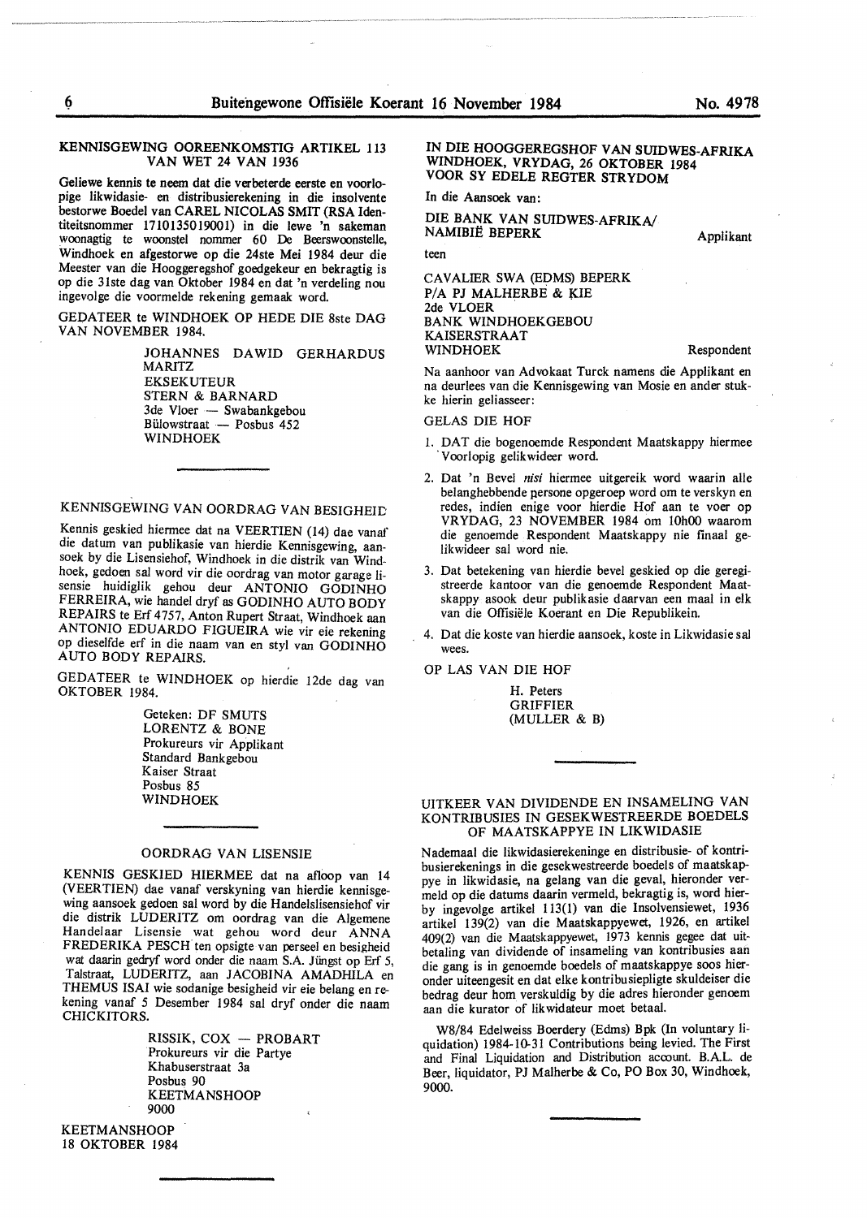### KENNISGEWING OOREENKOMSTIG ARTIKEL 113 VAN WET 24 VAN 1936

Geliewe kennis te neem dat die verbeterde eerste en voorlopige likwidasie- en distribusierekening in die insolvente bestorwe Boedel van CAREL NICOLAS SMIT (RSA Identiteitsnommer 1710135019001) in die lewe 'n sakeman woonagtig te woonstel nommer 60 De Beerswoonstelle, Windhoek en afgestorwe op die 24ste Mei 1984 deur die Meester van die Hooggeregshof goedgekeur en bekragtig is op die 31ste dag van Oktober 1984 en dat 'n verdeling nou ingevolge die voormelde rekening gemaak word.

GEDATEER te WINDHOEK OP HEDE DIE 8ste DAG VAN NOVEMBER 1984.

JOHANNES DAWID GERHARDUS MARITZ
EKSEKUTEUR
STERN & BARNARD
3de Vloer — Swabankgebou
Bülowstraat — Posbus 452
WINDHOEK

---

### KENNISGEWING VAN OORDRAG VAN BESIGHEID

Kennis geskied hiermee dat na VEERTIEN (14) dae vanaf die datum van publikasie van hierdie Kennisgewing, aansoek by die Lisensiehof, Windhoek in die distrik van Windhoek, gedoen sal word vir die oordrag van motor garage lisensie huidiglik gehou deur ANTONIO GODINHO FERREIRA, wie handel dryf as GODINHO AUTO BODY REPAIRS te Erf 4757, Anton Rupert Straat, Windhoek aan ANTONIO EDUARDO FIGUEIRA wie vir eie rekening op dieselfde erf in die naam van en styl van GODINHO AUTO BODY REPAIRS.

GEDATEER te WINDHOEK op hierdie 12de dag van OKTOBER 1984.

Geteken: DF SMUTS
LORENTZ & BONE
Prokureurs vir Applikant
Standard Bankgebou
Kaiser Straat
Posbus 85
WINDHOEK

---

### OORDRAG VAN LISENSIE

KENNIS GESKIED HIERMEE dat na afloop van 14 (VEERTIEN) dae vanaf verskyning van hierdie kennisgewing aansoek gedoen sal word by die Handelslisensiehof vir die distrik LUDERITZ om oordrag van die Algemene Handelaar Lisensie wat gehou word deur ANNA FREDERIKA PESCH ten opsigte van perseel en besigheid wat daarin gedryf word onder die naam S.A. Jüngst op Erf 5, Talstraat, LUDERITZ, aan JACOBINA AMADHILA en THEMUS ISAI wie sodanige besigheid vir eie belang en rekening vanaf 5 Desember 1984 sal dryf onder die naam CHICKITORS.

RISSIK, COX — PROBART
Prokureurs vir die Partye
Khabuserstraat 3a
Posbus 90
KEETMANSHOOP
9000

KEETMANSHOOP
18 OKTOBER 1984

---

### IN DIE HOOGGEREGSHOF VAN SUIDWES-AFRIKA WINDHOEK, VRYDAG, 26 OKTOBER 1984 VOOR SY EDELE REGTER STRYDOM

In die Aansoek van:

DIE BANK VAN SUIDWES-AFRIKA/NAMIBIË BEPERK — Applikant

teen

CAVALIER SWA (EDMS) BEPERK
P/A PJ MALHERBE & KIE
2de VLOER
BANK WINDHOEKGEBOU
KAISERSTRAAT
WINDHOEK — Respondent

Na aanhoor van Advokaat Turck namens die Applikant en na deurlees van die Kennisgewing van Mosie en ander stukke hierin geliasseer:

GELAS DIE HOF

1. DAT die bogenoemde Respondent Maatskappy hiermee Voorlopig gelikwideer word.
2. Dat 'n Bevel *nisi* hiermee uitgereik word waarin alle belanghebbende persone opgeroep word om te verskyn en redes, indien enige voor hierdie Hof aan te voer op VRYDAG, 23 NOVEMBER 1984 om 10h00 waarom die genoemde Respondent Maatskappy nie finaal gelikwideer sal word nie.
3. Dat betekening van hierdie bevel geskied op die geregistreerde kantoor van die genoemde Respondent Maatskappy asook deur publikasie daarvan een maal in elk van die Offisiële Koerant en Die Republikein.
4. Dat die koste van hierdie aansoek, koste in Likwidasie sal wees.

OP LAS VAN DIE HOF

H. Peters
GRIFFIER
(MULLER & B)

---

### UITKEER VAN DIVIDENDE EN INSAMELING VAN KONTRIBUSIES IN GESEKWESTREERDE BOEDELS OF MAATSKAPPYE IN LIKWIDASIE

Nademaal die likwidasierekeninge en distribusie- of kontribusierekenings in die gesekwestreerde boedels of maatskappye in likwidasie, na gelang van die geval, hieronder vermeld op die datums daarin vermeld, bekragtig is, word hierby ingevolge artikel 113(1) van die Insolvensiewet, 1936 artikel 139(2) van die Maatskappyewet, 1926, en artikel 409(2) van die Maatskappyewet, 1973 kennis gegee dat uitbetaling van dividende of insameling van kontribusies aan die gang is in genoemde boedels of maatskappye soos hieronder uiteengesit en dat elke kontribusiepligte skuldeiser die bedrag deur hom verskuldig by die adres hieronder genoem aan die kurator of likwidateur moet betaal.

W8/84 Edelweiss Boerdery (Edms) Bpk (In voluntary liquidation) 1984-10-31 Contributions being levied. The First and Final Liquidation and Distribution account. B.A.L. de Beer, liquidator, PJ Malherbe & Co, PO Box 30, Windhoek, 9000.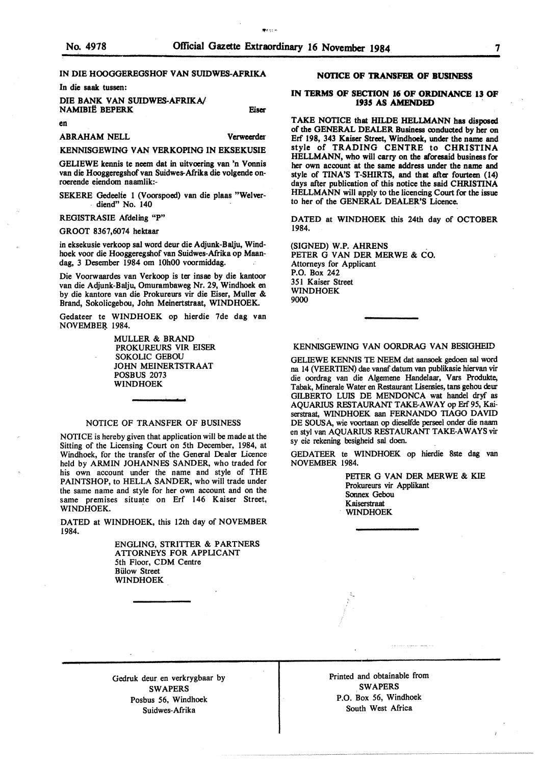IN DIE HOOGGEREGSHOF VAN SUIDWES-AFRIKA

In die saak tussen:

DIE BANK VAN SUIDWES-AFRIKA/ NAMIBIË BEPERK — Eiser

en

ABRAHAM NELL — Verweerder

KENNISGEWING VAN VERKOPING IN EKSEKUSIE

GELIEWE kennis te neem dat in uitvoering van 'n Vonnis van die Hooggeregshof van Suidwes-Afrika die volgende onroerende eiendom naamlik:-

SEKERE Gedeelte 1 (Voorspoed) van die plaas "Welverdiend" No. 140

REGISTRASIE Afdeling "P"

GROOT 8367,6074 hektaar

in eksekusie verkoop sal word deur die Adjunk-Balju, Windhoek voor die Hooggeregshof van Suidwes-Afrika op Maandag, 3 Desember 1984 om 10h00 voormiddag.

Die Voorwaardes van Verkoop is ter insae by die kantoor van die Adjunk-Balju, Omurambaweg Nr. 29, Windhoek en by die kantore van die Prokureurs vir die Eiser, Muller & Brand, Sokolicgebou, John Meinertstraat, WINDHOEK.

Gedateer te WINDHOEK op hierdie 7de dag van NOVEMBER 1984.

MULLER & BRAND
PROKUREURS VIR EISER
SOKOLIC GEBOU
JOHN MEINERTSTRAAT
POSBUS 2073
WINDHOEK

---

NOTICE OF TRANSFER OF BUSINESS

NOTICE is hereby given that application will be made at the Sitting of the Licensing Court on 5th December, 1984, at Windhoek, for the transfer of the General Dealer Licence held by ARMIN JOHANNES SANDER, who traded for his own account under the name and style of THE PAINTSHOP, to HELLA SANDER, who will trade under the same name and style for her own account and on the same premises situate on Erf 146 Kaiser Street, WINDHOEK.

DATED at WINDHOEK, this 12th day of NOVEMBER 1984.

ENGLING, STRITTER & PARTNERS
ATTORNEYS FOR APPLICANT
5th Floor, CDM Centre
Bülow Street
WINDHOEK

---

**NOTICE OF TRANSFER OF BUSINESS**

**IN TERMS OF SECTION 16 OF ORDINANCE 13 OF 1935 AS AMENDED**

TAKE NOTICE that HILDE HELLMANN has disposed of the GENERAL DEALER Business conducted by her on Erf 198, 343 Kaiser Street, Windhoek, under the name and style of TRADING CENTRE to CHRISTINA HELLMANN, who will carry on the aforesaid business for her own account at the same address under the name and style of TINA'S T-SHIRTS, and that after fourteen (14) days after publication of this notice the said CHRISTINA HELLMANN will apply to the licencing Court for the issue to her of the GENERAL DEALER'S Licence.

DATED at WINDHOEK this 24th day of OCTOBER 1984.

(SIGNED) W.P. AHRENS
PETER G VAN DER MERWE & CO.
Attorneys for Applicant
P.O. Box 242
351 Kaiser Street
WINDHOEK
9000

---

KENNISGEWING VAN OORDRAG VAN BESIGHEID

GELIEWE KENNIS TE NEEM dat aansoek gedoen sal word na 14 (VEERTIEN) dae vanaf datum van publikasie hiervan vir die oordrag van die Algemene Handelaar, Vars Produkte, Tabak, Minerale Water en Restaurant Lisensies, tans gehou deur GILBERTO LUIS DE MENDONCA wat handel dryf as AQUARIUS RESTAURANT TAKE-AWAY op Erf 95, Kaiserstraat, WINDHOEK aan FERNANDO TIAGO DAVID DE SOUSA, wie voortaan op dieselfde perseel onder die naam en styl van AQUARIUS RESTAURANT TAKE-AWAYS vir sy eie rekening besigheid sal doen.

GEDATEER te WINDHOEK op hierdie 8ste dag van NOVEMBER 1984.

PETER G VAN DER MERWE & KIE
Prokureurs vir Applikant
Sonnex Gebou
Kaiserstraat
WINDHOEK

---

Gedruk deur en verkrygbaar by
SWAPERS
Posbus 56, Windhoek
Suidwes-Afrika

Printed and obtainable from
SWAPERS
P.O. Box 56, Windhoek
South West Africa